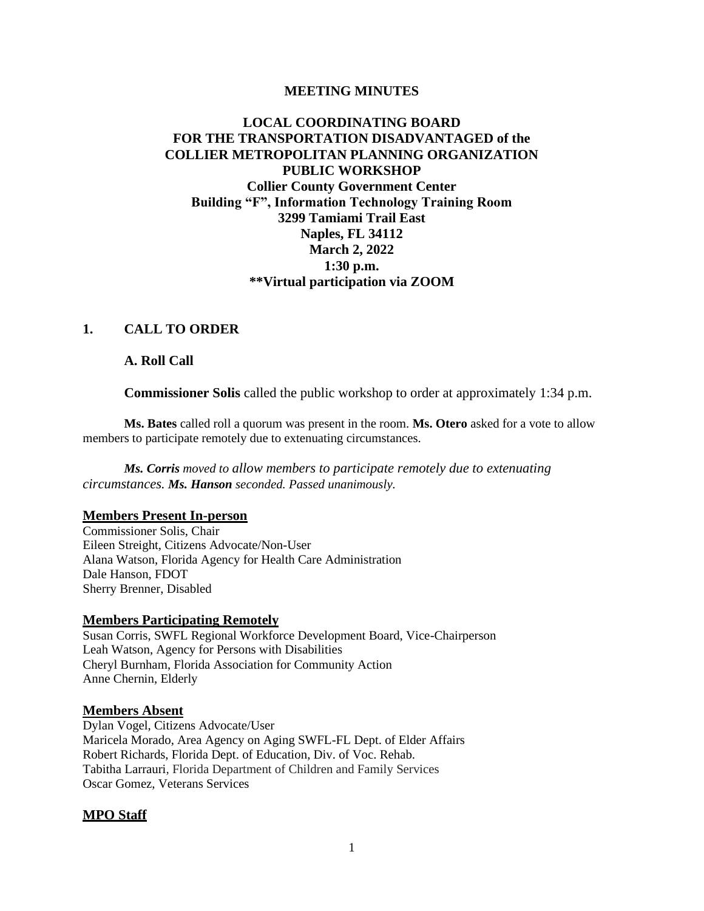**MEETING MINUTES**

# LOCAL COORDINATING BOARD FOR THE TRANSPORTATION DISADVANTAGED of the COLLIER METROPOLITAN PLANNING ORGANIZATION PUBLIC WORKSHOP

**Collier County Government Center**
**Building "F", Information Technology Training Room**
**3299 Tamiami Trail East**
**Naples, FL 34112**
**March 2, 2022**
**1:30 p.m.**
****Virtual participation via ZOOM**

## 1. CALL TO ORDER

### A. Roll Call

**Commissioner Solis** called the public workshop to order at approximately 1:34 p.m.

**Ms. Bates** called roll a quorum was present in the room. **Ms. Otero** asked for a vote to allow members to participate remotely due to extenuating circumstances.

***Ms. Corris** moved to allow members to participate remotely due to extenuating circumstances. **Ms. Hanson** seconded. Passed unanimously.*

**Members Present In-person**

Commissioner Solis, Chair
Eileen Streight, Citizens Advocate/Non-User
Alana Watson, Florida Agency for Health Care Administration
Dale Hanson, FDOT
Sherry Brenner, Disabled

**Members Participating Remotely**

Susan Corris, SWFL Regional Workforce Development Board, Vice-Chairperson
Leah Watson, Agency for Persons with Disabilities
Cheryl Burnham, Florida Association for Community Action
Anne Chernin, Elderly

**Members Absent**

Dylan Vogel, Citizens Advocate/User
Maricela Morado, Area Agency on Aging SWFL-FL Dept. of Elder Affairs
Robert Richards, Florida Dept. of Education, Div. of Voc. Rehab.
Tabitha Larrauri, Florida Department of Children and Family Services
Oscar Gomez, Veterans Services

**MPO Staff**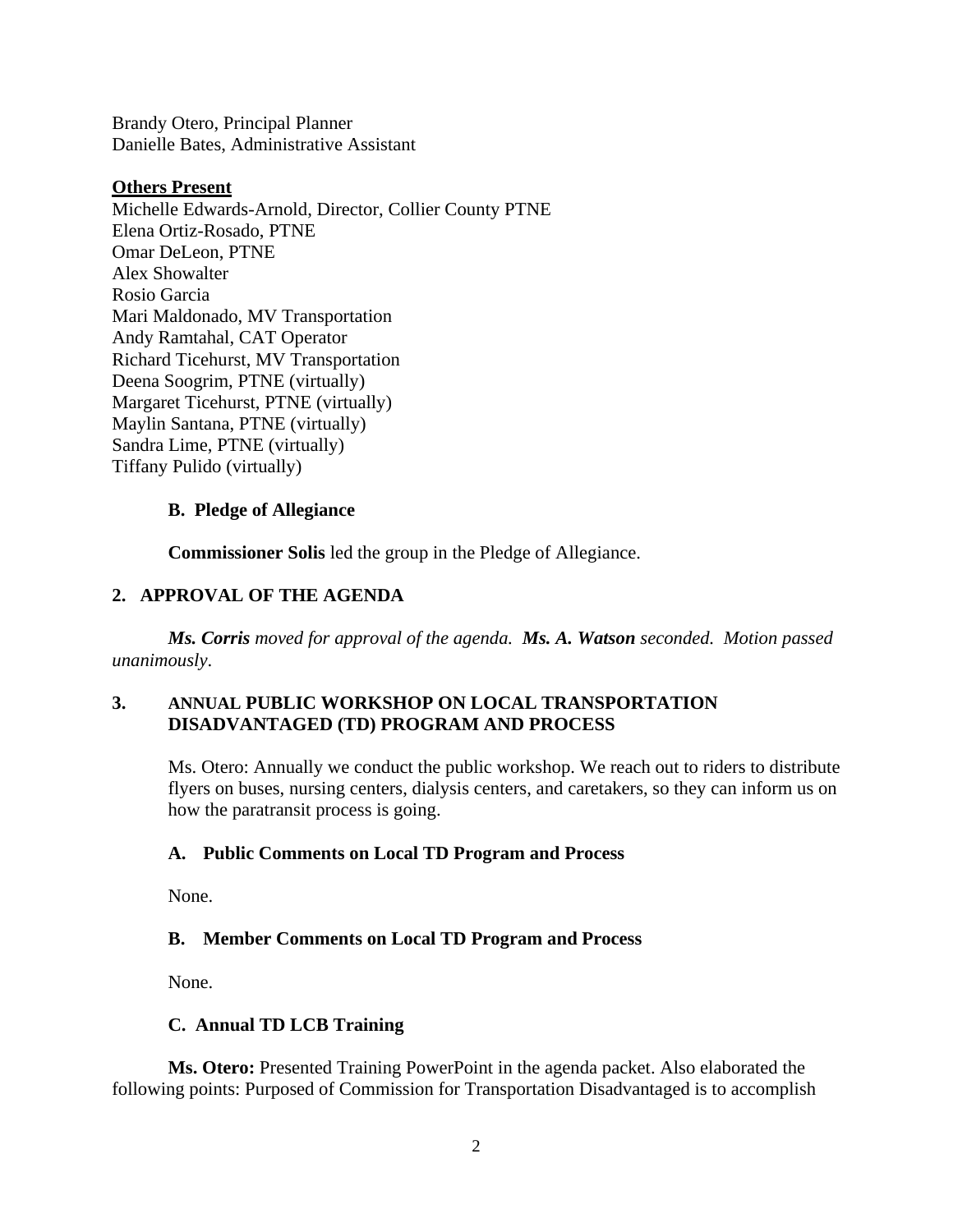Brandy Otero, Principal Planner
Danielle Bates, Administrative Assistant

**Others Present**

Michelle Edwards-Arnold, Director, Collier County PTNE
Elena Ortiz-Rosado, PTNE
Omar DeLeon, PTNE
Alex Showalter
Rosio Garcia
Mari Maldonado, MV Transportation
Andy Ramtahal, CAT Operator
Richard Ticehurst, MV Transportation
Deena Soogrim, PTNE (virtually)
Margaret Ticehurst, PTNE (virtually)
Maylin Santana, PTNE (virtually)
Sandra Lime, PTNE (virtually)
Tiffany Pulido (virtually)

### B. Pledge of Allegiance

**Commissioner Solis** led the group in the Pledge of Allegiance.

## 2. APPROVAL OF THE AGENDA

***Ms. Corris** moved for approval of the agenda. **Ms. A. Watson** seconded. Motion passed unanimously*.

## 3. ANNUAL PUBLIC WORKSHOP ON LOCAL TRANSPORTATION DISADVANTAGED (TD) PROGRAM AND PROCESS

Ms. Otero: Annually we conduct the public workshop. We reach out to riders to distribute flyers on buses, nursing centers, dialysis centers, and caretakers, so they can inform us on how the paratransit process is going.

### A. Public Comments on Local TD Program and Process

None.

### B. Member Comments on Local TD Program and Process

None.

### C. Annual TD LCB Training

**Ms. Otero:** Presented Training PowerPoint in the agenda packet. Also elaborated the following points: Purposed of Commission for Transportation Disadvantaged is to accomplish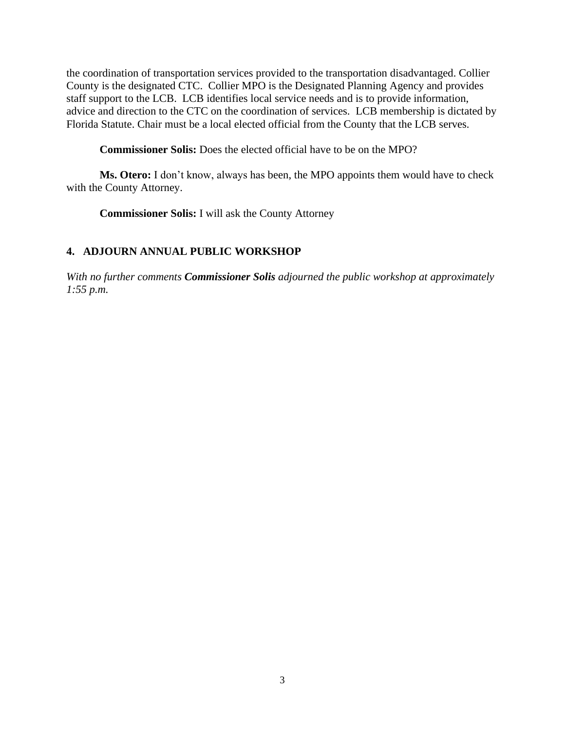the coordination of transportation services provided to the transportation disadvantaged. Collier County is the designated CTC. Collier MPO is the Designated Planning Agency and provides staff support to the LCB. LCB identifies local service needs and is to provide information, advice and direction to the CTC on the coordination of services. LCB membership is dictated by Florida Statute. Chair must be a local elected official from the County that the LCB serves.

**Commissioner Solis:** Does the elected official have to be on the MPO?

**Ms. Otero:** I don't know, always has been, the MPO appoints them would have to check with the County Attorney.

**Commissioner Solis:** I will ask the County Attorney

## 4. ADJOURN ANNUAL PUBLIC WORKSHOP

*With no further comments **Commissioner Solis** adjourned the public workshop at approximately 1:55 p.m.*